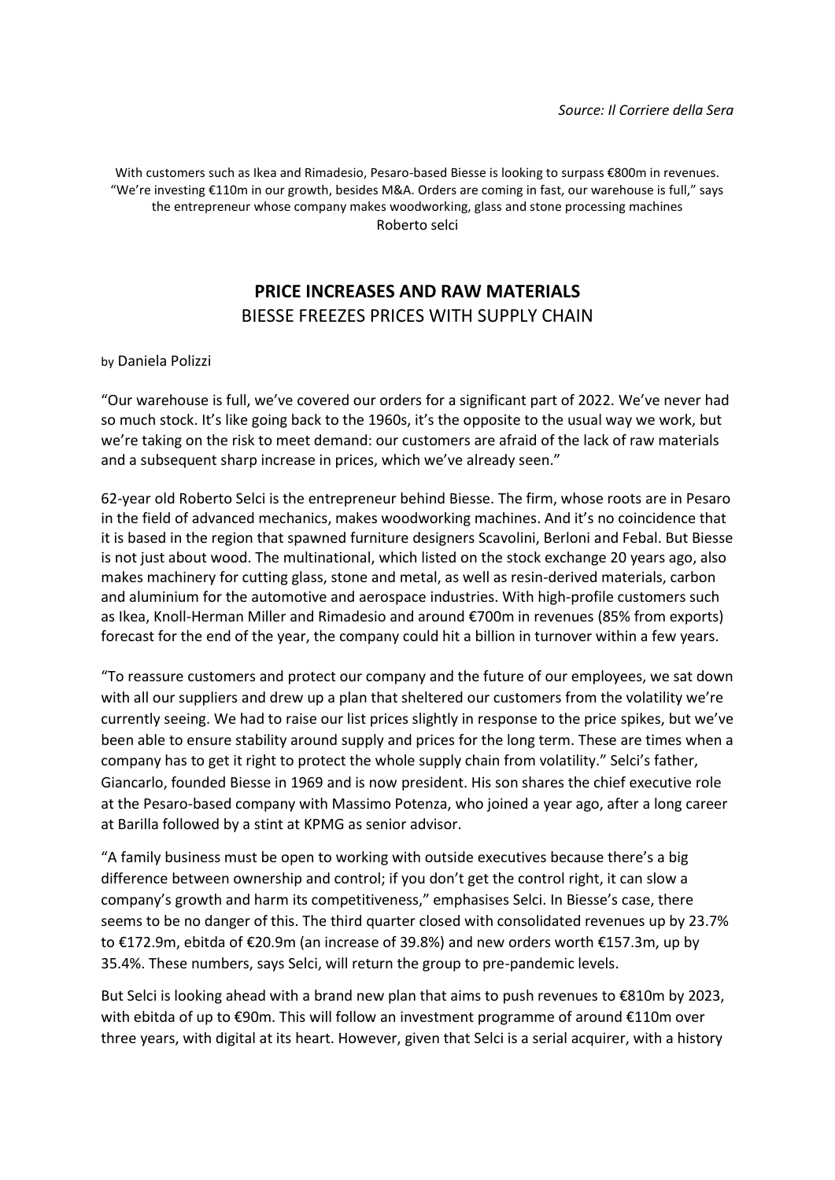*Source: Il Corriere della Sera*

With customers such as Ikea and Rimadesio, Pesaro-based Biesse is looking to surpass €800m in revenues. "We're investing €110m in our growth, besides M&A. Orders are coming in fast, our warehouse is full," says the entrepreneur whose company makes woodworking, glass and stone processing machines
Roberto selci

## PRICE INCREASES AND RAW MATERIALS

BIESSE FREEZES PRICES WITH SUPPLY CHAIN

by Daniela Polizzi

"Our warehouse is full, we've covered our orders for a significant part of 2022. We've never had so much stock. It's like going back to the 1960s, it's the opposite to the usual way we work, but we're taking on the risk to meet demand: our customers are afraid of the lack of raw materials and a subsequent sharp increase in prices, which we've already seen."

62-year old Roberto Selci is the entrepreneur behind Biesse. The firm, whose roots are in Pesaro in the field of advanced mechanics, makes woodworking machines. And it's no coincidence that it is based in the region that spawned furniture designers Scavolini, Berloni and Febal. But Biesse is not just about wood. The multinational, which listed on the stock exchange 20 years ago, also makes machinery for cutting glass, stone and metal, as well as resin-derived materials, carbon and aluminium for the automotive and aerospace industries. With high-profile customers such as Ikea, Knoll-Herman Miller and Rimadesio and around €700m in revenues (85% from exports) forecast for the end of the year, the company could hit a billion in turnover within a few years.

"To reassure customers and protect our company and the future of our employees, we sat down with all our suppliers and drew up a plan that sheltered our customers from the volatility we're currently seeing. We had to raise our list prices slightly in response to the price spikes, but we've been able to ensure stability around supply and prices for the long term. These are times when a company has to get it right to protect the whole supply chain from volatility." Selci's father, Giancarlo, founded Biesse in 1969 and is now president. His son shares the chief executive role at the Pesaro-based company with Massimo Potenza, who joined a year ago, after a long career at Barilla followed by a stint at KPMG as senior advisor.

"A family business must be open to working with outside executives because there's a big difference between ownership and control; if you don't get the control right, it can slow a company's growth and harm its competitiveness," emphasises Selci. In Biesse's case, there seems to be no danger of this. The third quarter closed with consolidated revenues up by 23.7% to €172.9m, ebitda of €20.9m (an increase of 39.8%) and new orders worth €157.3m, up by 35.4%. These numbers, says Selci, will return the group to pre-pandemic levels.

But Selci is looking ahead with a brand new plan that aims to push revenues to €810m by 2023, with ebitda of up to €90m. This will follow an investment programme of around €110m over three years, with digital at its heart. However, given that Selci is a serial acquirer, with a history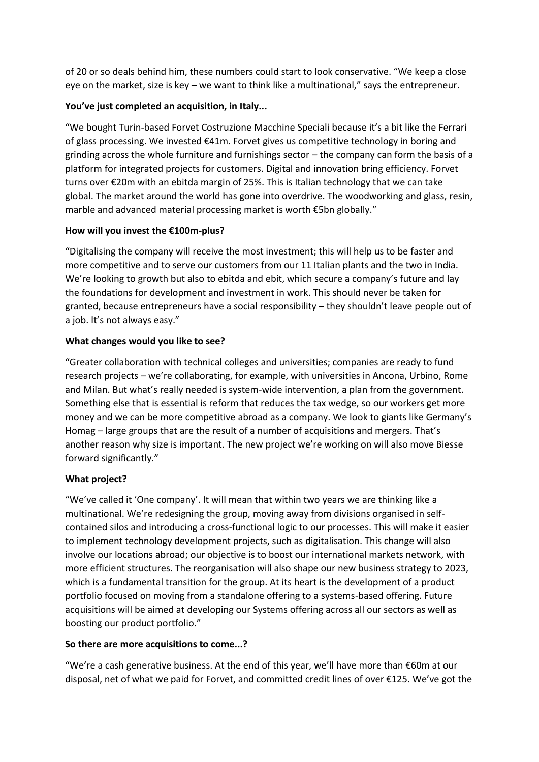of 20 or so deals behind him, these numbers could start to look conservative. "We keep a close eye on the market, size is key – we want to think like a multinational," says the entrepreneur.

**You've just completed an acquisition, in Italy...**

"We bought Turin-based Forvet Costruzione Macchine Speciali because it's a bit like the Ferrari of glass processing. We invested €41m. Forvet gives us competitive technology in boring and grinding across the whole furniture and furnishings sector – the company can form the basis of a platform for integrated projects for customers. Digital and innovation bring efficiency. Forvet turns over €20m with an ebitda margin of 25%. This is Italian technology that we can take global. The market around the world has gone into overdrive. The woodworking and glass, resin, marble and advanced material processing market is worth €5bn globally."

**How will you invest the €100m-plus?**

"Digitalising the company will receive the most investment; this will help us to be faster and more competitive and to serve our customers from our 11 Italian plants and the two in India. We're looking to growth but also to ebitda and ebit, which secure a company's future and lay the foundations for development and investment in work. This should never be taken for granted, because entrepreneurs have a social responsibility – they shouldn't leave people out of a job. It's not always easy."

**What changes would you like to see?**

"Greater collaboration with technical colleges and universities; companies are ready to fund research projects – we're collaborating, for example, with universities in Ancona, Urbino, Rome and Milan. But what's really needed is system-wide intervention, a plan from the government. Something else that is essential is reform that reduces the tax wedge, so our workers get more money and we can be more competitive abroad as a company. We look to giants like Germany's Homag – large groups that are the result of a number of acquisitions and mergers. That's another reason why size is important. The new project we're working on will also move Biesse forward significantly."

**What project?**

"We've called it 'One company'. It will mean that within two years we are thinking like a multinational. We're redesigning the group, moving away from divisions organised in self-contained silos and introducing a cross-functional logic to our processes. This will make it easier to implement technology development projects, such as digitalisation. This change will also involve our locations abroad; our objective is to boost our international markets network, with more efficient structures. The reorganisation will also shape our new business strategy to 2023, which is a fundamental transition for the group. At its heart is the development of a product portfolio focused on moving from a standalone offering to a systems-based offering. Future acquisitions will be aimed at developing our Systems offering across all our sectors as well as boosting our product portfolio."

**So there are more acquisitions to come...?**

"We're a cash generative business. At the end of this year, we'll have more than €60m at our disposal, net of what we paid for Forvet, and committed credit lines of over €125. We've got the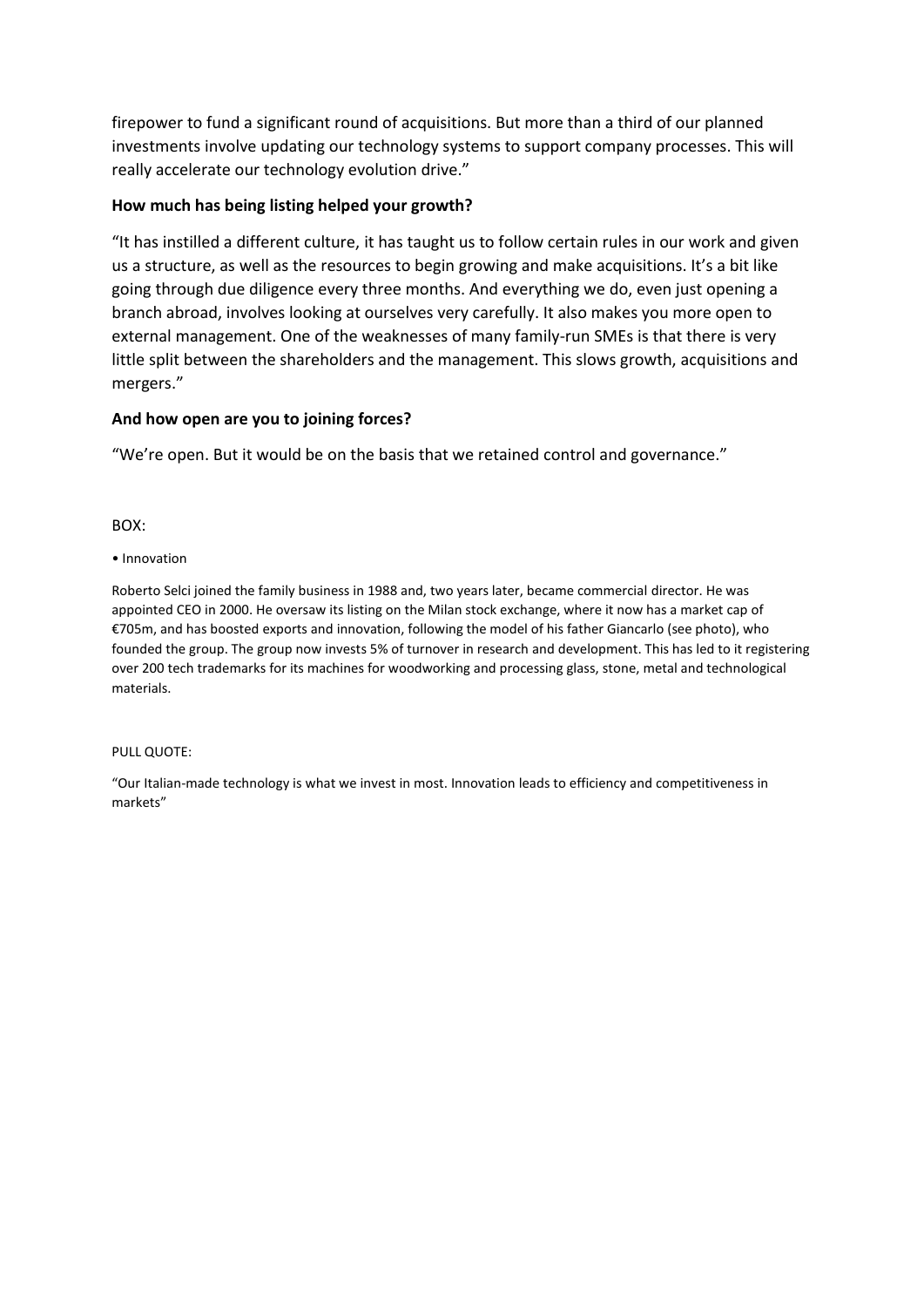firepower to fund a significant round of acquisitions. But more than a third of our planned investments involve updating our technology systems to support company processes. This will really accelerate our technology evolution drive."

**How much has being listing helped your growth?**

"It has instilled a different culture, it has taught us to follow certain rules in our work and given us a structure, as well as the resources to begin growing and make acquisitions. It's a bit like going through due diligence every three months. And everything we do, even just opening a branch abroad, involves looking at ourselves very carefully. It also makes you more open to external management. One of the weaknesses of many family-run SMEs is that there is very little split between the shareholders and the management. This slows growth, acquisitions and mergers."

**And how open are you to joining forces?**

"We're open. But it would be on the basis that we retained control and governance."

BOX:

• Innovation

Roberto Selci joined the family business in 1988 and, two years later, became commercial director. He was appointed CEO in 2000. He oversaw its listing on the Milan stock exchange, where it now has a market cap of €705m, and has boosted exports and innovation, following the model of his father Giancarlo (see photo), who founded the group. The group now invests 5% of turnover in research and development. This has led to it registering over 200 tech trademarks for its machines for woodworking and processing glass, stone, metal and technological materials.

PULL QUOTE:

"Our Italian-made technology is what we invest in most. Innovation leads to efficiency and competitiveness in markets"